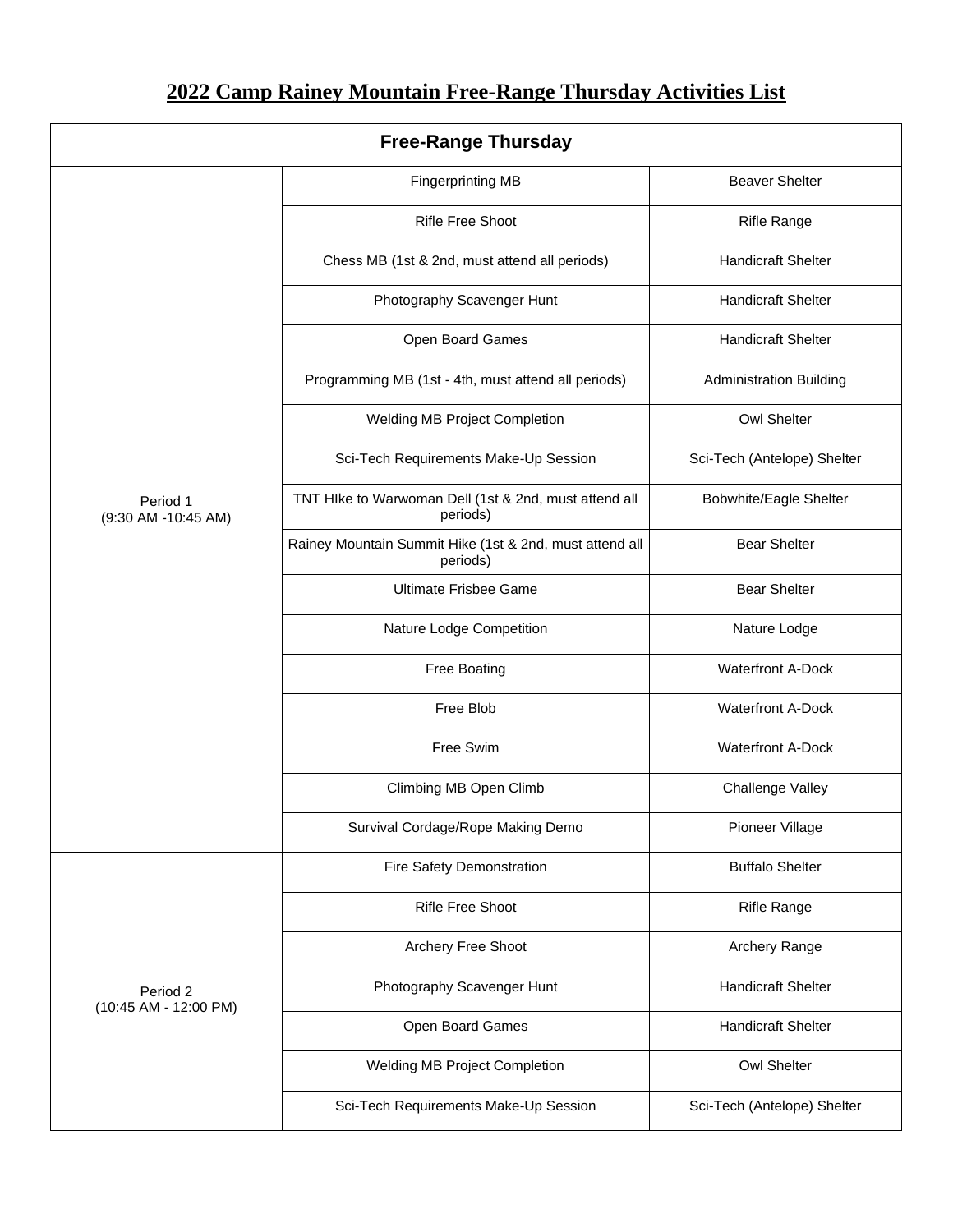# 2022 Camp Rainey Mountain Free-Range Thursday Activities List

| Free-Range Thursday | | |
|---|---|---|
| Period 1 (9:30 AM -10:45 AM) | Fingerprinting MB | Beaver Shelter |
| | Rifle Free Shoot | Rifle Range |
| | Chess MB (1st & 2nd, must attend all periods) | Handicraft Shelter |
| | Photography Scavenger Hunt | Handicraft Shelter |
| | Open Board Games | Handicraft Shelter |
| | Programming MB (1st - 4th, must attend all periods) | Administration Building |
| | Welding MB Project Completion | Owl Shelter |
| | Sci-Tech Requirements Make-Up Session | Sci-Tech (Antelope) Shelter |
| | TNT HIke to Warwoman Dell (1st & 2nd, must attend all periods) | Bobwhite/Eagle Shelter |
| | Rainey Mountain Summit Hike (1st & 2nd, must attend all periods) | Bear Shelter |
| | Ultimate Frisbee Game | Bear Shelter |
| | Nature Lodge Competition | Nature Lodge |
| | Free Boating | Waterfront A-Dock |
| | Free Blob | Waterfront A-Dock |
| | Free Swim | Waterfront A-Dock |
| | Climbing MB Open Climb | Challenge Valley |
| | Survival Cordage/Rope Making Demo | Pioneer Village |
| Period 2 (10:45 AM - 12:00 PM) | Fire Safety Demonstration | Buffalo Shelter |
| | Rifle Free Shoot | Rifle Range |
| | Archery Free Shoot | Archery Range |
| | Photography Scavenger Hunt | Handicraft Shelter |
| | Open Board Games | Handicraft Shelter |
| | Welding MB Project Completion | Owl Shelter |
| | Sci-Tech Requirements Make-Up Session | Sci-Tech (Antelope) Shelter |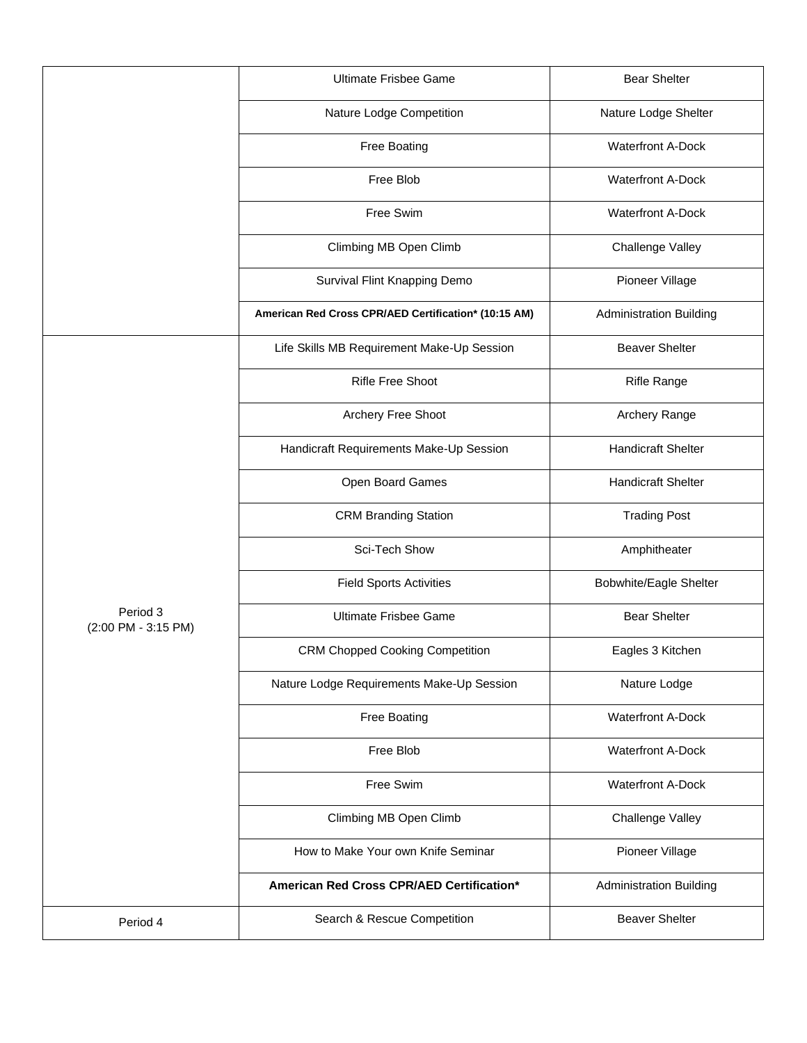| | | |
|---|---|---|
| | Ultimate Frisbee Game | Bear Shelter |
| | Nature Lodge Competition | Nature Lodge Shelter |
| | Free Boating | Waterfront A-Dock |
| | Free Blob | Waterfront A-Dock |
| | Free Swim | Waterfront A-Dock |
| | Climbing MB Open Climb | Challenge Valley |
| | Survival Flint Knapping Demo | Pioneer Village |
| | **American Red Cross CPR/AED Certification* (10:15 AM)** | Administration Building |
| Period 3 (2:00 PM - 3:15 PM) | Life Skills MB Requirement Make-Up Session | Beaver Shelter |
| | Rifle Free Shoot | Rifle Range |
| | Archery Free Shoot | Archery Range |
| | Handicraft Requirements Make-Up Session | Handicraft Shelter |
| | Open Board Games | Handicraft Shelter |
| | CRM Branding Station | Trading Post |
| | Sci-Tech Show | Amphitheater |
| | Field Sports Activities | Bobwhite/Eagle Shelter |
| | Ultimate Frisbee Game | Bear Shelter |
| | CRM Chopped Cooking Competition | Eagles 3 Kitchen |
| | Nature Lodge Requirements Make-Up Session | Nature Lodge |
| | Free Boating | Waterfront A-Dock |
| | Free Blob | Waterfront A-Dock |
| | Free Swim | Waterfront A-Dock |
| | Climbing MB Open Climb | Challenge Valley |
| | How to Make Your own Knife Seminar | Pioneer Village |
| | **American Red Cross CPR/AED Certification*** | Administration Building |
| Period 4 | Search & Rescue Competition | Beaver Shelter |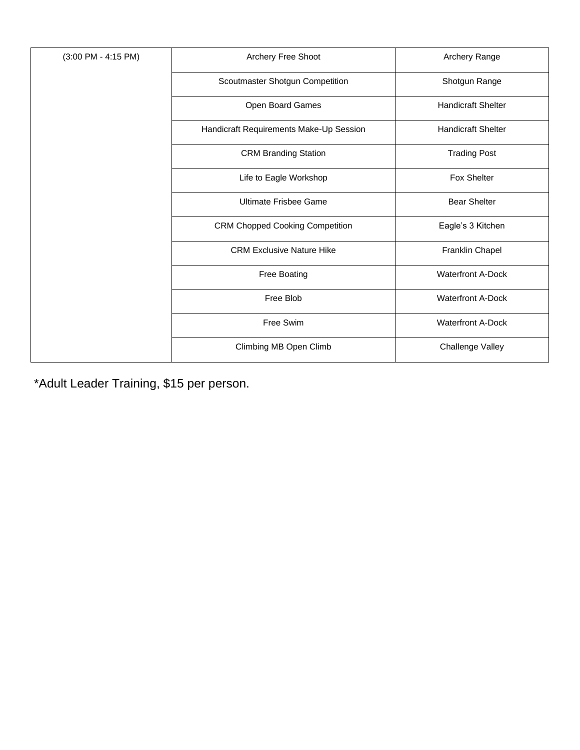| | | |
|---|---|---|
| (3:00 PM - 4:15 PM) | Archery Free Shoot | Archery Range |
| | Scoutmaster Shotgun Competition | Shotgun Range |
| | Open Board Games | Handicraft Shelter |
| | Handicraft Requirements Make-Up Session | Handicraft Shelter |
| | CRM Branding Station | Trading Post |
| | Life to Eagle Workshop | Fox Shelter |
| | Ultimate Frisbee Game | Bear Shelter |
| | CRM Chopped Cooking Competition | Eagle's 3 Kitchen |
| | CRM Exclusive Nature Hike | Franklin Chapel |
| | Free Boating | Waterfront A-Dock |
| | Free Blob | Waterfront A-Dock |
| | Free Swim | Waterfront A-Dock |
| | Climbing MB Open Climb | Challenge Valley |

*Adult Leader Training, $15 per person.